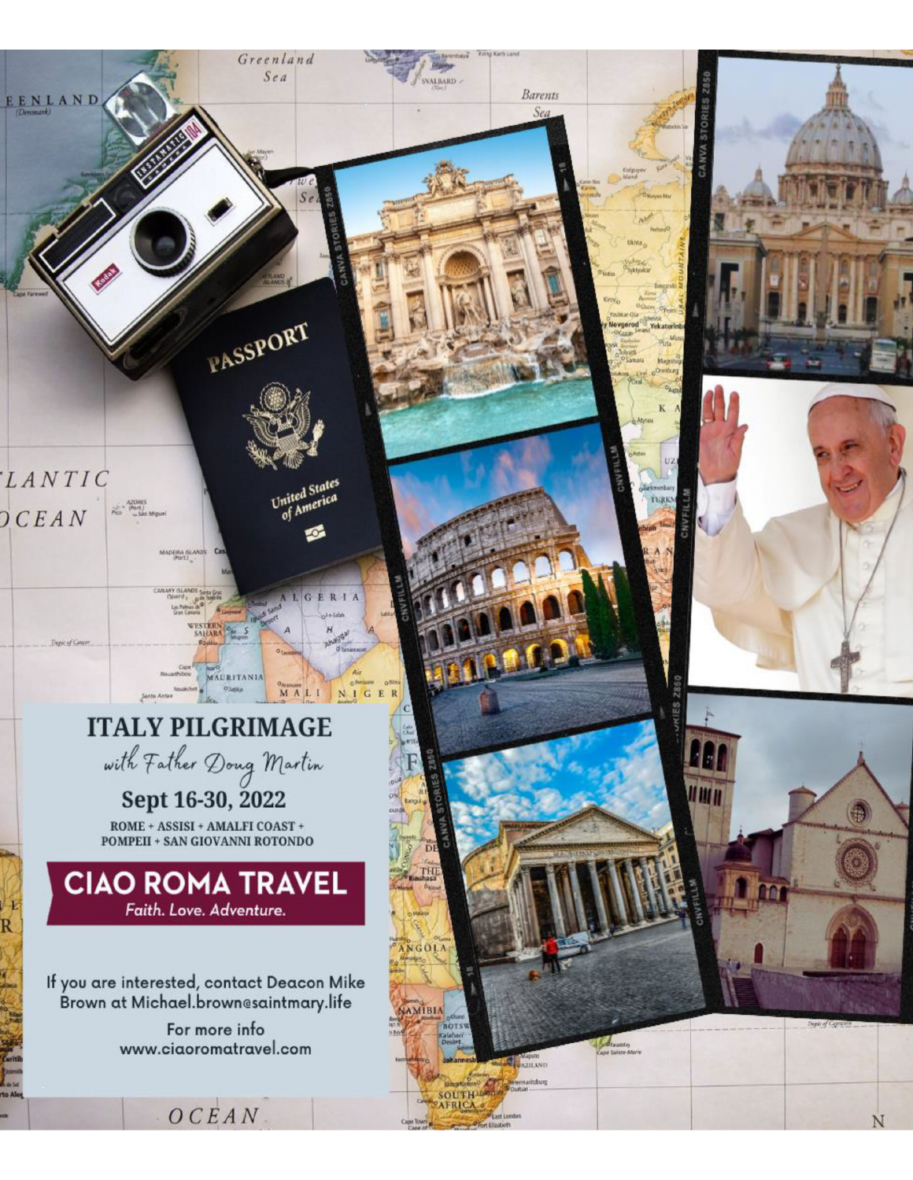# ITALY PILGRIMAGE

*with Father Doug Martin*

## Sept 16-30, 2022

**ROME + ASSISI + AMALFI COAST + POMPEII + SAN GIOVANNI ROTONDO**

**CIAO ROMA TRAVEL**

*Faith. Love. Adventure.*

If you are interested, contact Deacon Mike Brown at Michael.brown@saintmary.life

For more info
www.ciaoromatravel.com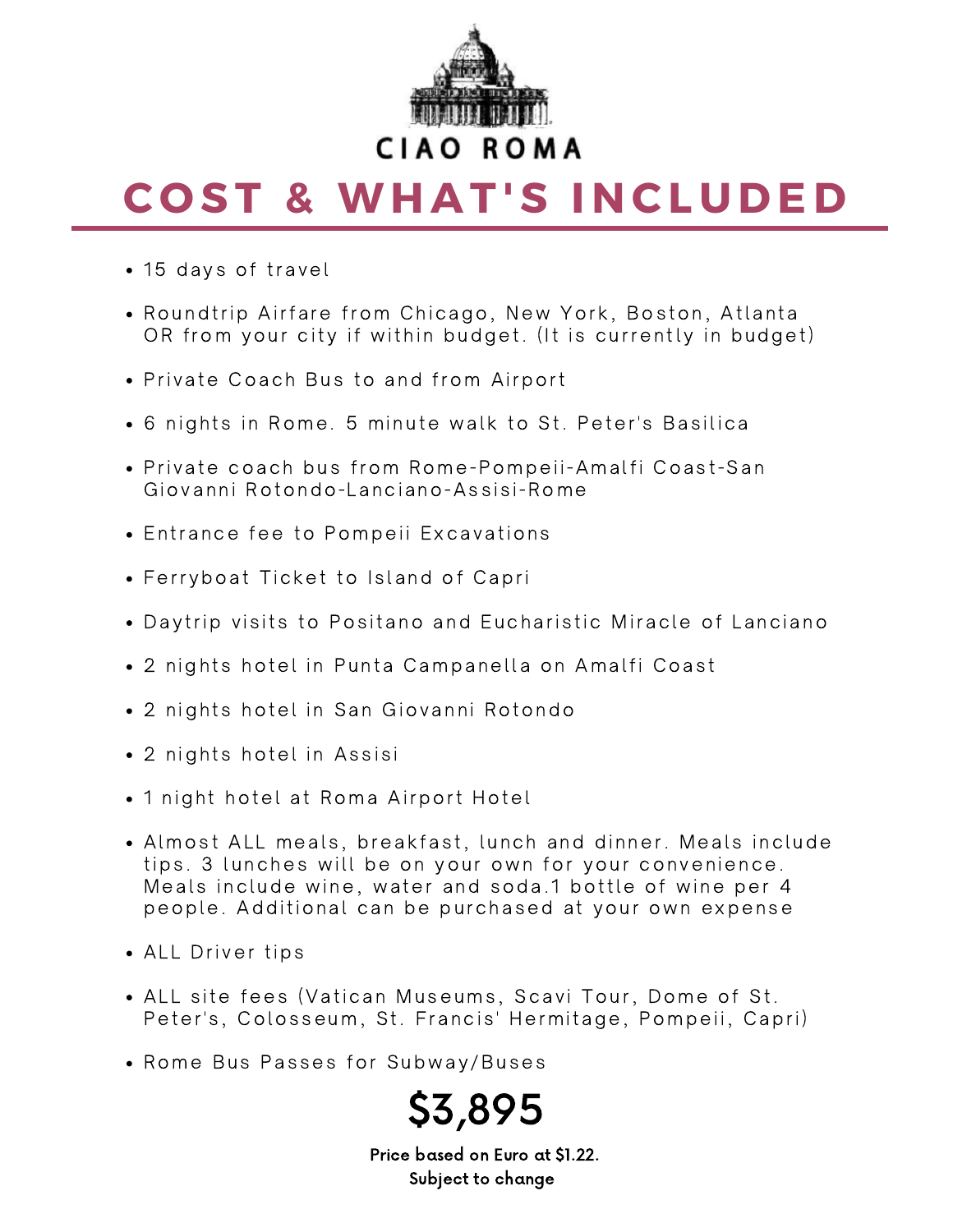CIAO ROMA

# COST & WHAT'S INCLUDED

- 15 days of travel
- Roundtrip Airfare from Chicago, New York, Boston, Atlanta OR from your city if within budget. (It is currently in budget)
- Private Coach Bus to and from Airport
- 6 nights in Rome. 5 minute walk to St. Peter's Basilica
- Private coach bus from Rome-Pompeii-Amalfi Coast-San Giovanni Rotondo-Lanciano-Assisi-Rome
- Entrance fee to Pompeii Excavations
- Ferryboat Ticket to Island of Capri
- Daytrip visits to Positano and Eucharistic Miracle of Lanciano
- 2 nights hotel in Punta Campanella on Amalfi Coast
- 2 nights hotel in San Giovanni Rotondo
- 2 nights hotel in Assisi
- 1 night hotel at Roma Airport Hotel
- Almost ALL meals, breakfast, lunch and dinner. Meals include tips. 3 lunches will be on your own for your convenience. Meals include wine, water and soda.1 bottle of wine per 4 people. Additional can be purchased at your own expense
- ALL Driver tips
- ALL site fees (Vatican Museums, Scavi Tour, Dome of St. Peter's, Colosseum, St. Francis' Hermitage, Pompeii, Capri)
- Rome Bus Passes for Subway/Buses

## $3,895

**Price based on Euro at $1.22.**
**Subject to change**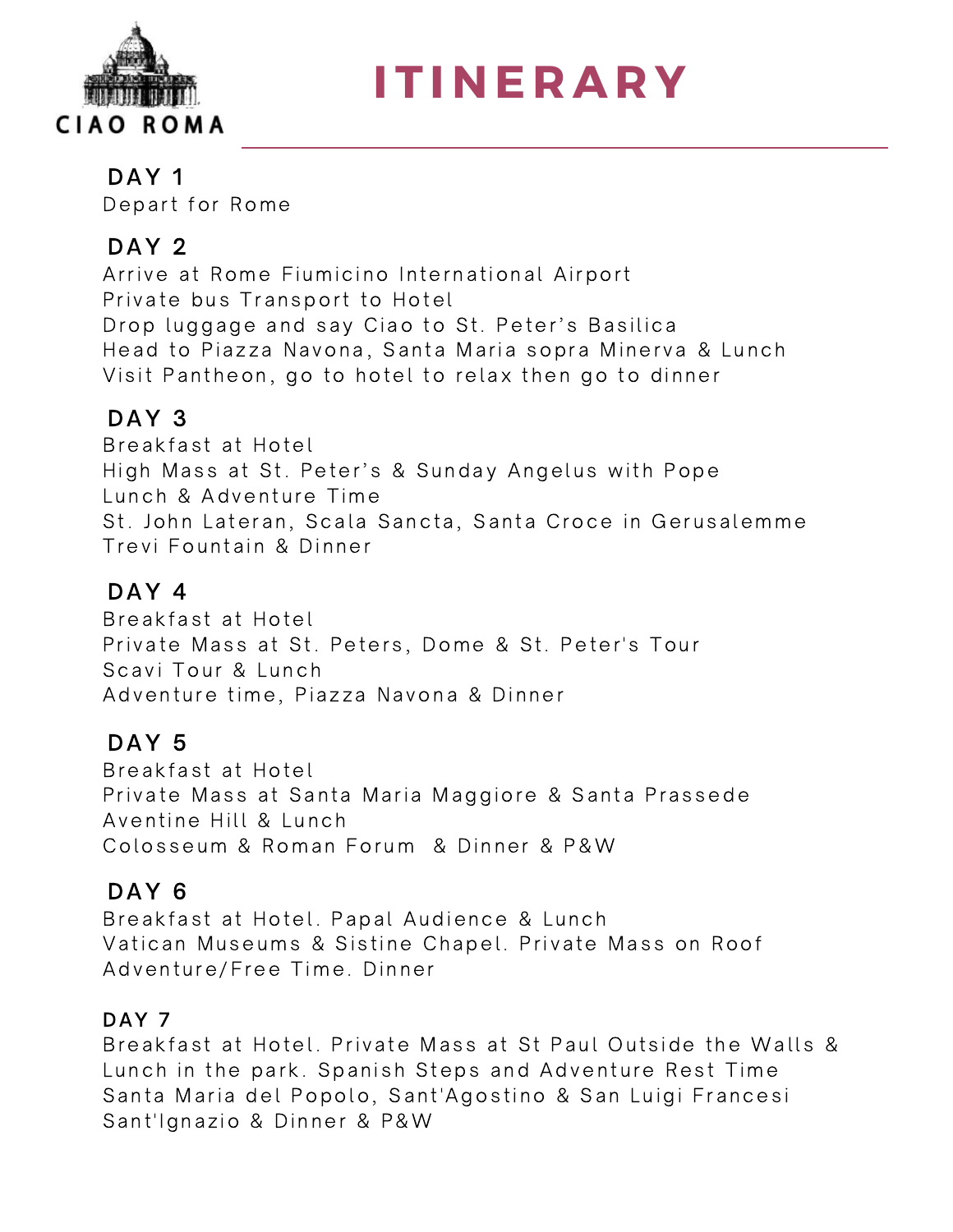CIAO ROMA

# ITINERARY

## DAY 1

Depart for Rome

## DAY 2

Arrive at Rome Fiumicino International Airport
Private bus Transport to Hotel
Drop luggage and say Ciao to St. Peter's Basilica
Head to Piazza Navona, Santa Maria sopra Minerva & Lunch
Visit Pantheon, go to hotel to relax then go to dinner

## DAY 3

Breakfast at Hotel
High Mass at St. Peter's & Sunday Angelus with Pope
Lunch & Adventure Time
St. John Lateran, Scala Sancta, Santa Croce in Gerusalemme
Trevi Fountain & Dinner

## DAY 4

Breakfast at Hotel
Private Mass at St. Peters, Dome & St. Peter's Tour
Scavi Tour & Lunch
Adventure time, Piazza Navona & Dinner

## DAY 5

Breakfast at Hotel
Private Mass at Santa Maria Maggiore & Santa Prassede
Aventine Hill & Lunch
Colosseum & Roman Forum & Dinner & P&W

## DAY 6

Breakfast at Hotel. Papal Audience & Lunch
Vatican Museums & Sistine Chapel. Private Mass on Roof
Adventure/Free Time. Dinner

## DAY 7

Breakfast at Hotel. Private Mass at St Paul Outside the Walls &
Lunch in the park. Spanish Steps and Adventure Rest Time
Santa Maria del Popolo, Sant'Agostino & San Luigi Francesi
Sant'Ignazio & Dinner & P&W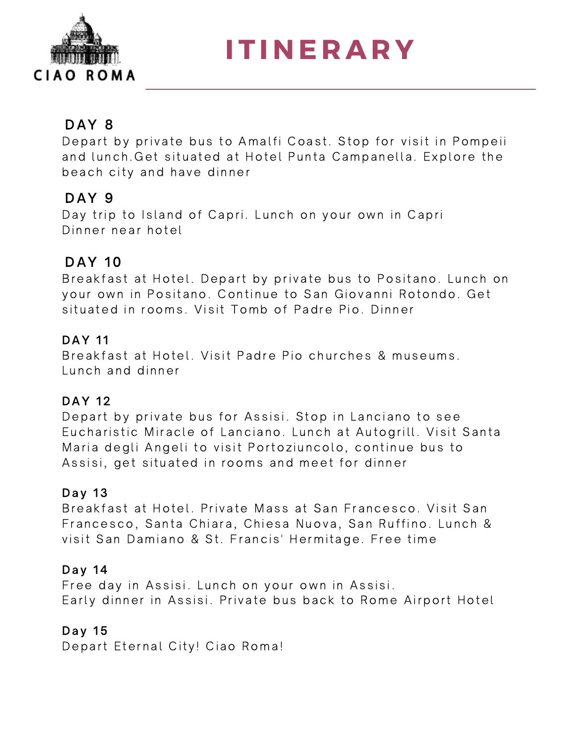CIAO ROMA

# ITINERARY

## DAY 8

Depart by private bus to Amalfi Coast. Stop for visit in Pompeii and lunch.Get situated at Hotel Punta Campanella. Explore the beach city and have dinner

## DAY 9

Day trip to Island of Capri. Lunch on your own in Capri
Dinner near hotel

## DAY 10

Breakfast at Hotel. Depart by private bus to Positano. Lunch on your own in Positano. Continue to San Giovanni Rotondo. Get situated in rooms. Visit Tomb of Padre Pio. Dinner

## DAY 11

Breakfast at Hotel. Visit Padre Pio churches & museums.
Lunch and dinner

## DAY 12

Depart by private bus for Assisi. Stop in Lanciano to see Eucharistic Miracle of Lanciano. Lunch at Autogrill. Visit Santa Maria degli Angeli to visit Portoziuncolo, continue bus to Assisi, get situated in rooms and meet for dinner

## Day 13

Breakfast at Hotel. Private Mass at San Francesco. Visit San Francesco, Santa Chiara, Chiesa Nuova, San Ruffino. Lunch & visit San Damiano & St. Francis' Hermitage. Free time

## Day 14

Free day in Assisi. Lunch on your own in Assisi.
Early dinner in Assisi. Private bus back to Rome Airport Hotel

## Day 15

Depart Eternal City! Ciao Roma!